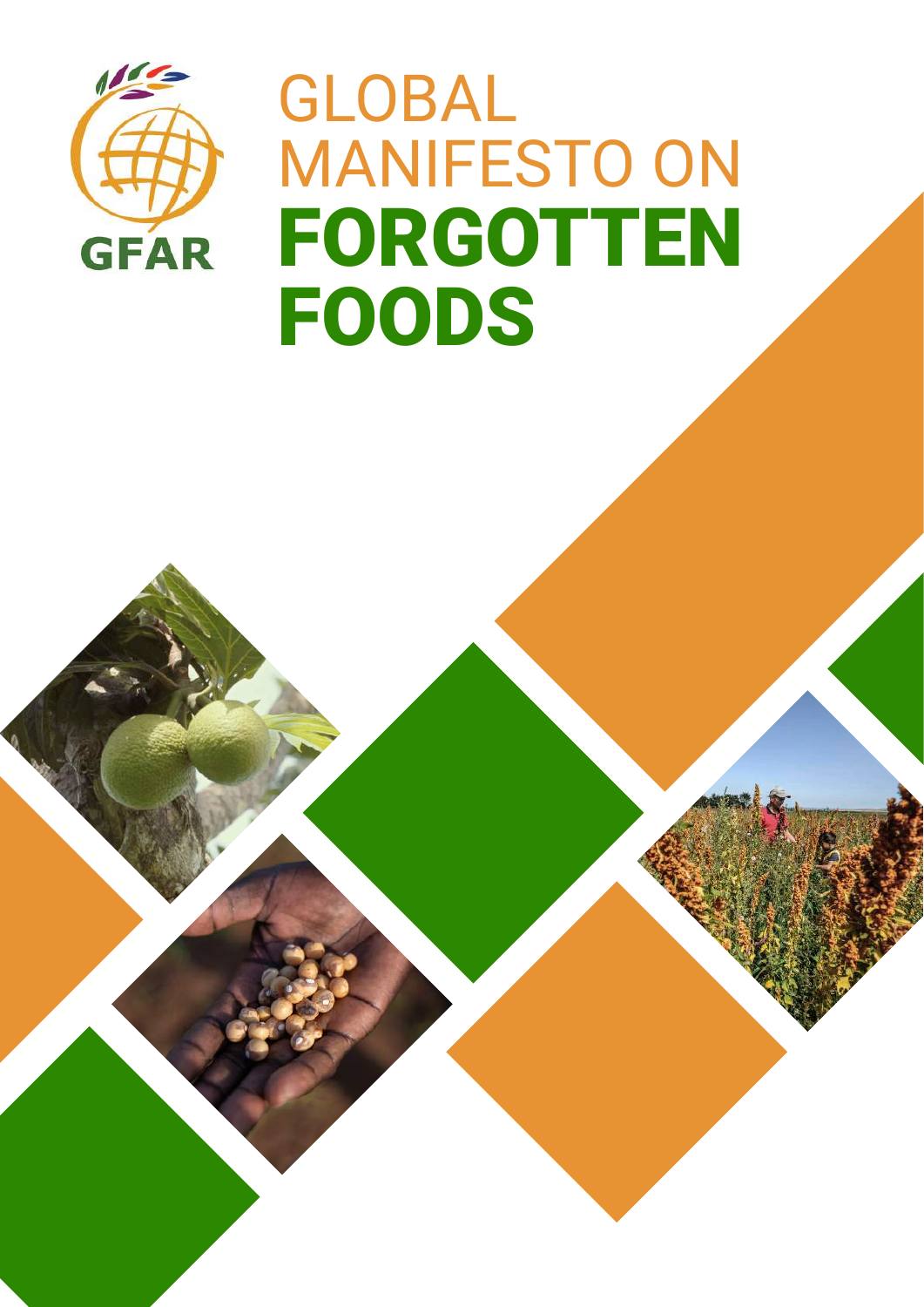GFAR

# GLOBAL MANIFESTO ON FORGOTTEN FOODS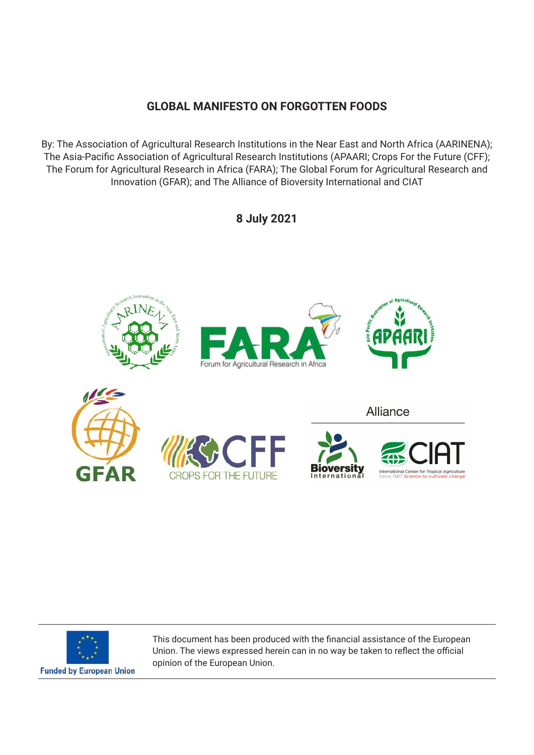# GLOBAL MANIFESTO ON FORGOTTEN FOODS

By: The Association of Agricultural Research Institutions in the Near East and North Africa (AARINENA); The Asia-Pacific Association of Agricultural Research Institutions (APAARI; Crops For the Future (CFF); The Forum for Agricultural Research in Africa (FARA); The Global Forum for Agricultural Research and Innovation (GFAR); and The Alliance of Bioversity International and CIAT

**8 July 2021**

Funded by European Union

This document has been produced with the financial assistance of the European Union. The views expressed herein can in no way be taken to reflect the official opinion of the European Union.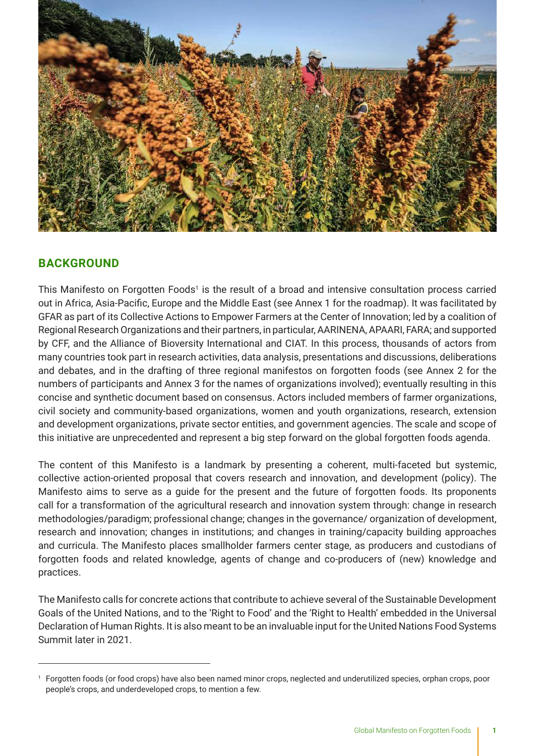## BACKGROUND

This Manifesto on Forgotten Foods[1] is the result of a broad and intensive consultation process carried out in Africa, Asia-Pacific, Europe and the Middle East (see Annex 1 for the roadmap). It was facilitated by GFAR as part of its Collective Actions to Empower Farmers at the Center of Innovation; led by a coalition of Regional Research Organizations and their partners, in particular, AARINENA, APAARI, FARA; and supported by CFF, and the Alliance of Bioversity International and CIAT. In this process, thousands of actors from many countries took part in research activities, data analysis, presentations and discussions, deliberations and debates, and in the drafting of three regional manifestos on forgotten foods (see Annex 2 for the numbers of participants and Annex 3 for the names of organizations involved); eventually resulting in this concise and synthetic document based on consensus. Actors included members of farmer organizations, civil society and community-based organizations, women and youth organizations, research, extension and development organizations, private sector entities, and government agencies. The scale and scope of this initiative are unprecedented and represent a big step forward on the global forgotten foods agenda.

The content of this Manifesto is a landmark by presenting a coherent, multi-faceted but systemic, collective action-oriented proposal that covers research and innovation, and development (policy). The Manifesto aims to serve as a guide for the present and the future of forgotten foods. Its proponents call for a transformation of the agricultural research and innovation system through: change in research methodologies/paradigm; professional change; changes in the governance/ organization of development, research and innovation; changes in institutions; and changes in training/capacity building approaches and curricula. The Manifesto places smallholder farmers center stage, as producers and custodians of forgotten foods and related knowledge, agents of change and co-producers of (new) knowledge and practices.

The Manifesto calls for concrete actions that contribute to achieve several of the Sustainable Development Goals of the United Nations, and to the 'Right to Food' and the 'Right to Health' embedded in the Universal Declaration of Human Rights. It is also meant to be an invaluable input for the United Nations Food Systems Summit later in 2021.

[1] Forgotten foods (or food crops) have also been named minor crops, neglected and underutilized species, orphan crops, poor people's crops, and underdeveloped crops, to mention a few.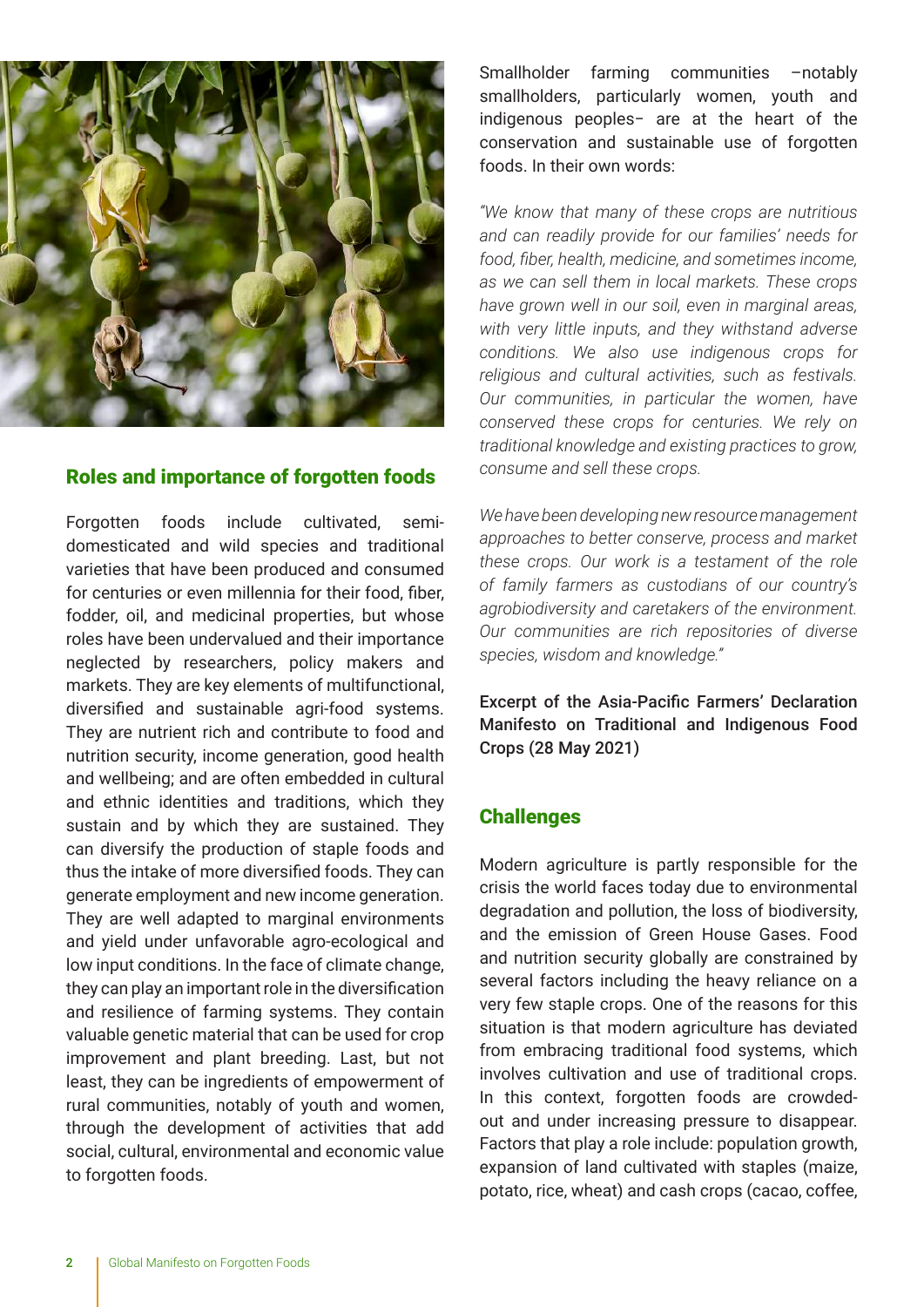## Roles and importance of forgotten foods

Forgotten foods include cultivated, semi-domesticated and wild species and traditional varieties that have been produced and consumed for centuries or even millennia for their food, fiber, fodder, oil, and medicinal properties, but whose roles have been undervalued and their importance neglected by researchers, policy makers and markets. They are key elements of multifunctional, diversified and sustainable agri-food systems. They are nutrient rich and contribute to food and nutrition security, income generation, good health and wellbeing; and are often embedded in cultural and ethnic identities and traditions, which they sustain and by which they are sustained. They can diversify the production of staple foods and thus the intake of more diversified foods. They can generate employment and new income generation. They are well adapted to marginal environments and yield under unfavorable agro-ecological and low input conditions. In the face of climate change, they can play an important role in the diversification and resilience of farming systems. They contain valuable genetic material that can be used for crop improvement and plant breeding. Last, but not least, they can be ingredients of empowerment of rural communities, notably of youth and women, through the development of activities that add social, cultural, environmental and economic value to forgotten foods.

Smallholder farming communities –notably smallholders, particularly women, youth and indigenous peoples– are at the heart of the conservation and sustainable use of forgotten foods. In their own words:

*"We know that many of these crops are nutritious and can readily provide for our families' needs for food, fiber, health, medicine, and sometimes income, as we can sell them in local markets. These crops have grown well in our soil, even in marginal areas, with very little inputs, and they withstand adverse conditions. We also use indigenous crops for religious and cultural activities, such as festivals. Our communities, in particular the women, have conserved these crops for centuries. We rely on traditional knowledge and existing practices to grow, consume and sell these crops.*

*We have been developing new resource management approaches to better conserve, process and market these crops. Our work is a testament of the role of family farmers as custodians of our country's agrobiodiversity and caretakers of the environment. Our communities are rich repositories of diverse species, wisdom and knowledge."*

**Excerpt of the Asia-Pacific Farmers' Declaration Manifesto on Traditional and Indigenous Food Crops (28 May 2021)**

## Challenges

Modern agriculture is partly responsible for the crisis the world faces today due to environmental degradation and pollution, the loss of biodiversity, and the emission of Green House Gases. Food and nutrition security globally are constrained by several factors including the heavy reliance on a very few staple crops. One of the reasons for this situation is that modern agriculture has deviated from embracing traditional food systems, which involves cultivation and use of traditional crops. In this context, forgotten foods are crowded-out and under increasing pressure to disappear. Factors that play a role include: population growth, expansion of land cultivated with staples (maize, potato, rice, wheat) and cash crops (cacao, coffee,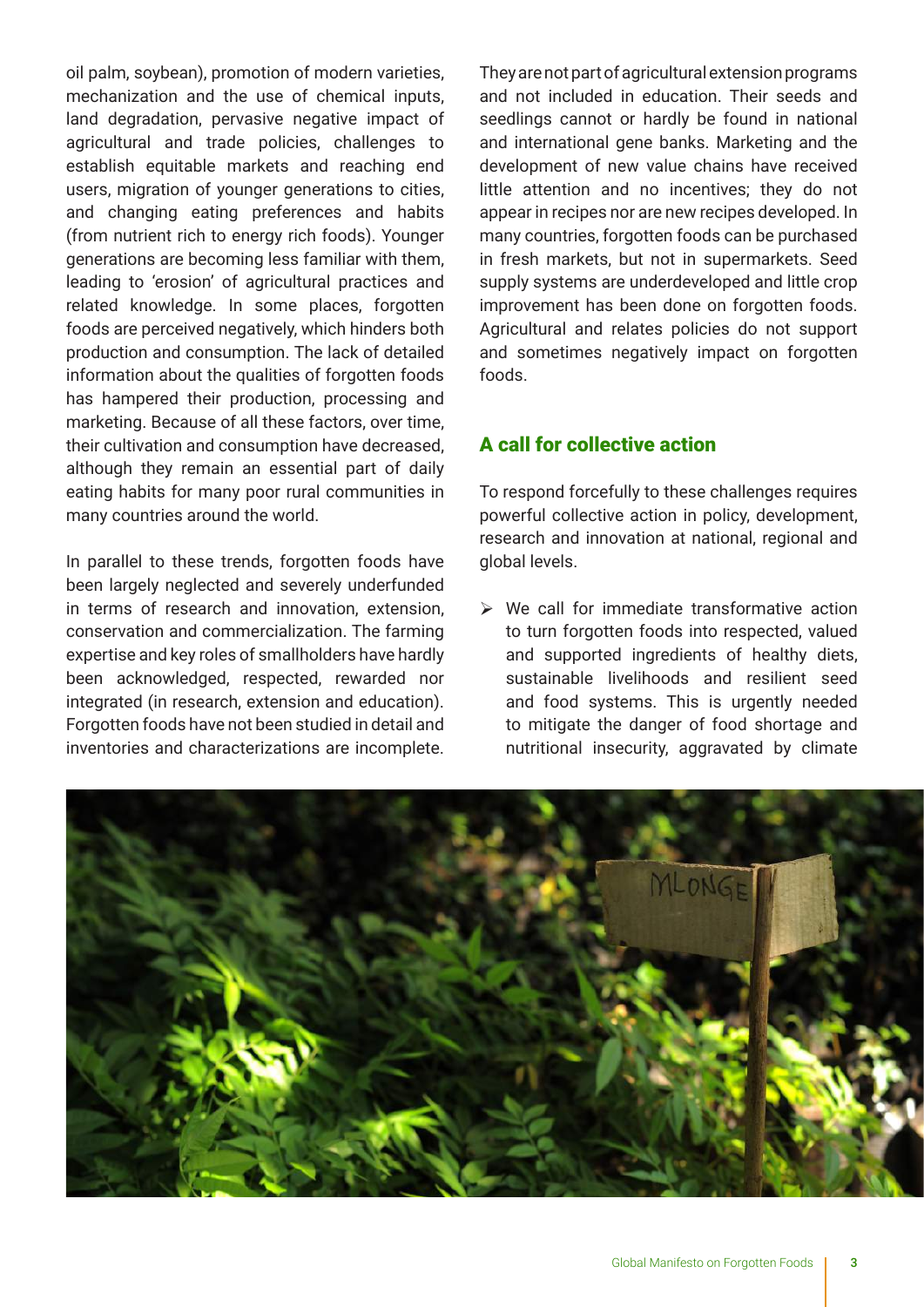oil palm, soybean), promotion of modern varieties, mechanization and the use of chemical inputs, land degradation, pervasive negative impact of agricultural and trade policies, challenges to establish equitable markets and reaching end users, migration of younger generations to cities, and changing eating preferences and habits (from nutrient rich to energy rich foods). Younger generations are becoming less familiar with them, leading to 'erosion' of agricultural practices and related knowledge. In some places, forgotten foods are perceived negatively, which hinders both production and consumption. The lack of detailed information about the qualities of forgotten foods has hampered their production, processing and marketing. Because of all these factors, over time, their cultivation and consumption have decreased, although they remain an essential part of daily eating habits for many poor rural communities in many countries around the world.

In parallel to these trends, forgotten foods have been largely neglected and severely underfunded in terms of research and innovation, extension, conservation and commercialization. The farming expertise and key roles of smallholders have hardly been acknowledged, respected, rewarded nor integrated (in research, extension and education). Forgotten foods have not been studied in detail and inventories and characterizations are incomplete. They are not part of agricultural extension programs and not included in education. Their seeds and seedlings cannot or hardly be found in national and international gene banks. Marketing and the development of new value chains have received little attention and no incentives; they do not appear in recipes nor are new recipes developed. In many countries, forgotten foods can be purchased in fresh markets, but not in supermarkets. Seed supply systems are underdeveloped and little crop improvement has been done on forgotten foods. Agricultural and relates policies do not support and sometimes negatively impact on forgotten foods.

## A call for collective action

To respond forcefully to these challenges requires powerful collective action in policy, development, research and innovation at national, regional and global levels.

- We call for immediate transformative action to turn forgotten foods into respected, valued and supported ingredients of healthy diets, sustainable livelihoods and resilient seed and food systems. This is urgently needed to mitigate the danger of food shortage and nutritional insecurity, aggravated by climate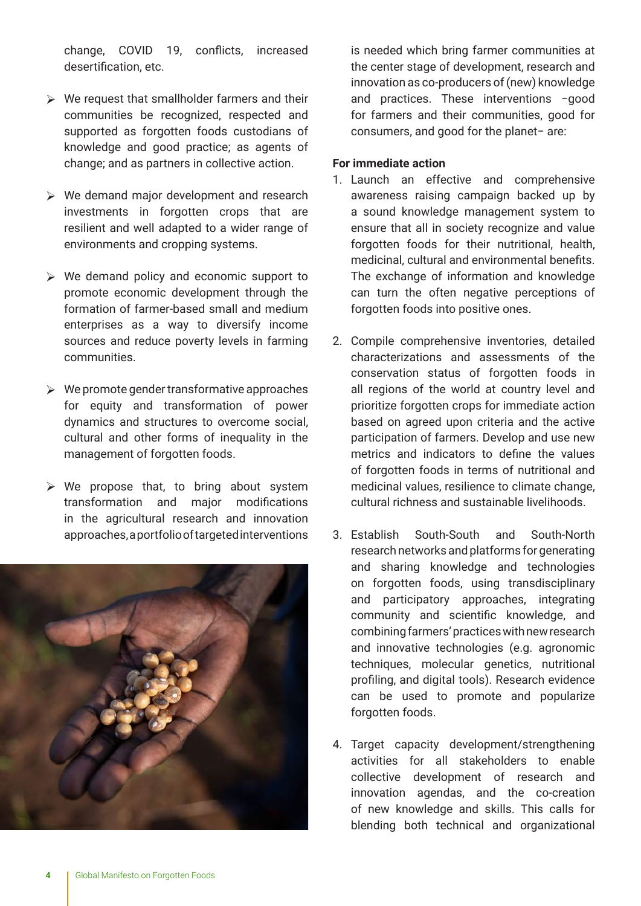change, COVID 19, conflicts, increased desertification, etc.

- We request that smallholder farmers and their communities be recognized, respected and supported as forgotten foods custodians of knowledge and good practice; as agents of change; and as partners in collective action.

- We demand major development and research investments in forgotten crops that are resilient and well adapted to a wider range of environments and cropping systems.

- We demand policy and economic support to promote economic development through the formation of farmer-based small and medium enterprises as a way to diversify income sources and reduce poverty levels in farming communities.

- We promote gender transformative approaches for equity and transformation of power dynamics and structures to overcome social, cultural and other forms of inequality in the management of forgotten foods.

- We propose that, to bring about system transformation and major modifications in the agricultural research and innovation approaches, a portfolio of targeted interventions is needed which bring farmer communities at the center stage of development, research and innovation as co-producers of (new) knowledge and practices. These interventions –good for farmers and their communities, good for consumers, and good for the planet– are:

**For immediate action**

1. Launch an effective and comprehensive awareness raising campaign backed up by a sound knowledge management system to ensure that all in society recognize and value forgotten foods for their nutritional, health, medicinal, cultural and environmental benefits. The exchange of information and knowledge can turn the often negative perceptions of forgotten foods into positive ones.

2. Compile comprehensive inventories, detailed characterizations and assessments of the conservation status of forgotten foods in all regions of the world at country level and prioritize forgotten crops for immediate action based on agreed upon criteria and the active participation of farmers. Develop and use new metrics and indicators to define the values of forgotten foods in terms of nutritional and medicinal values, resilience to climate change, cultural richness and sustainable livelihoods.

3. Establish South-South and South-North research networks and platforms for generating and sharing knowledge and technologies on forgotten foods, using transdisciplinary and participatory approaches, integrating community and scientific knowledge, and combining farmers' practices with new research and innovative technologies (e.g. agronomic techniques, molecular genetics, nutritional profiling, and digital tools). Research evidence can be used to promote and popularize forgotten foods.

4. Target capacity development/strengthening activities for all stakeholders to enable collective development of research and innovation agendas, and the co-creation of new knowledge and skills. This calls for blending both technical and organizational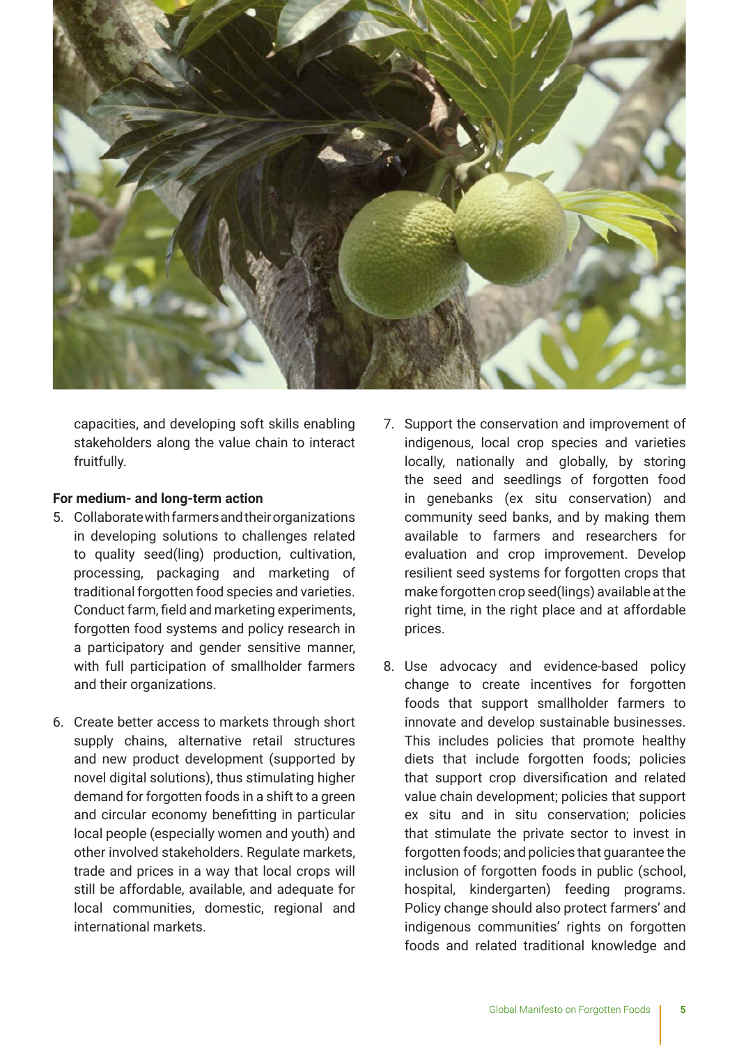capacities, and developing soft skills enabling stakeholders along the value chain to interact fruitfully.

**For medium- and long-term action**

5. Collaborate with farmers and their organizations in developing solutions to challenges related to quality seed(ling) production, cultivation, processing, packaging and marketing of traditional forgotten food species and varieties. Conduct farm, field and marketing experiments, forgotten food systems and policy research in a participatory and gender sensitive manner, with full participation of smallholder farmers and their organizations.

6. Create better access to markets through short supply chains, alternative retail structures and new product development (supported by novel digital solutions), thus stimulating higher demand for forgotten foods in a shift to a green and circular economy benefitting in particular local people (especially women and youth) and other involved stakeholders. Regulate markets, trade and prices in a way that local crops will still be affordable, available, and adequate for local communities, domestic, regional and international markets.

7. Support the conservation and improvement of indigenous, local crop species and varieties locally, nationally and globally, by storing the seed and seedlings of forgotten food in genebanks (ex situ conservation) and community seed banks, and by making them available to farmers and researchers for evaluation and crop improvement. Develop resilient seed systems for forgotten crops that make forgotten crop seed(lings) available at the right time, in the right place and at affordable prices.

8. Use advocacy and evidence-based policy change to create incentives for forgotten foods that support smallholder farmers to innovate and develop sustainable businesses. This includes policies that promote healthy diets that include forgotten foods; policies that support crop diversification and related value chain development; policies that support ex situ and in situ conservation; policies that stimulate the private sector to invest in forgotten foods; and policies that guarantee the inclusion of forgotten foods in public (school, hospital, kindergarten) feeding programs. Policy change should also protect farmers' and indigenous communities' rights on forgotten foods and related traditional knowledge and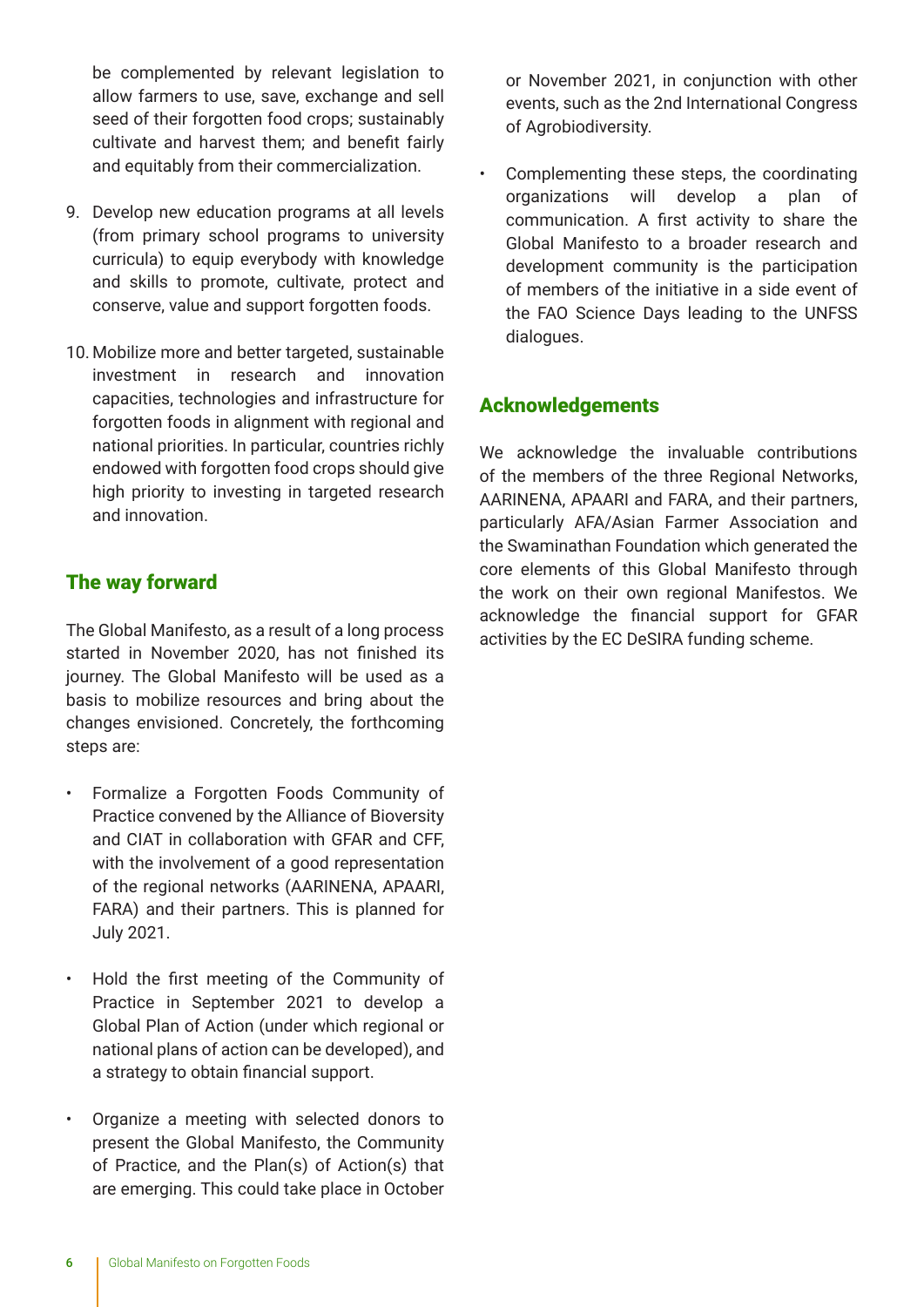be complemented by relevant legislation to allow farmers to use, save, exchange and sell seed of their forgotten food crops; sustainably cultivate and harvest them; and benefit fairly and equitably from their commercialization.

9. Develop new education programs at all levels (from primary school programs to university curricula) to equip everybody with knowledge and skills to promote, cultivate, protect and conserve, value and support forgotten foods.

10. Mobilize more and better targeted, sustainable investment in research and innovation capacities, technologies and infrastructure for forgotten foods in alignment with regional and national priorities. In particular, countries richly endowed with forgotten food crops should give high priority to investing in targeted research and innovation.

## The way forward

The Global Manifesto, as a result of a long process started in November 2020, has not finished its journey. The Global Manifesto will be used as a basis to mobilize resources and bring about the changes envisioned. Concretely, the forthcoming steps are:

- Formalize a Forgotten Foods Community of Practice convened by the Alliance of Bioversity and CIAT in collaboration with GFAR and CFF, with the involvement of a good representation of the regional networks (AARINENA, APAARI, FARA) and their partners. This is planned for July 2021.

- Hold the first meeting of the Community of Practice in September 2021 to develop a Global Plan of Action (under which regional or national plans of action can be developed), and a strategy to obtain financial support.

- Organize a meeting with selected donors to present the Global Manifesto, the Community of Practice, and the Plan(s) of Action(s) that are emerging. This could take place in October or November 2021, in conjunction with other events, such as the 2nd International Congress of Agrobiodiversity.

- Complementing these steps, the coordinating organizations will develop a plan of communication. A first activity to share the Global Manifesto to a broader research and development community is the participation of members of the initiative in a side event of the FAO Science Days leading to the UNFSS dialogues.

## Acknowledgements

We acknowledge the invaluable contributions of the members of the three Regional Networks, AARINENA, APAARI and FARA, and their partners, particularly AFA/Asian Farmer Association and the Swaminathan Foundation which generated the core elements of this Global Manifesto through the work on their own regional Manifestos. We acknowledge the financial support for GFAR activities by the EC DeSIRA funding scheme.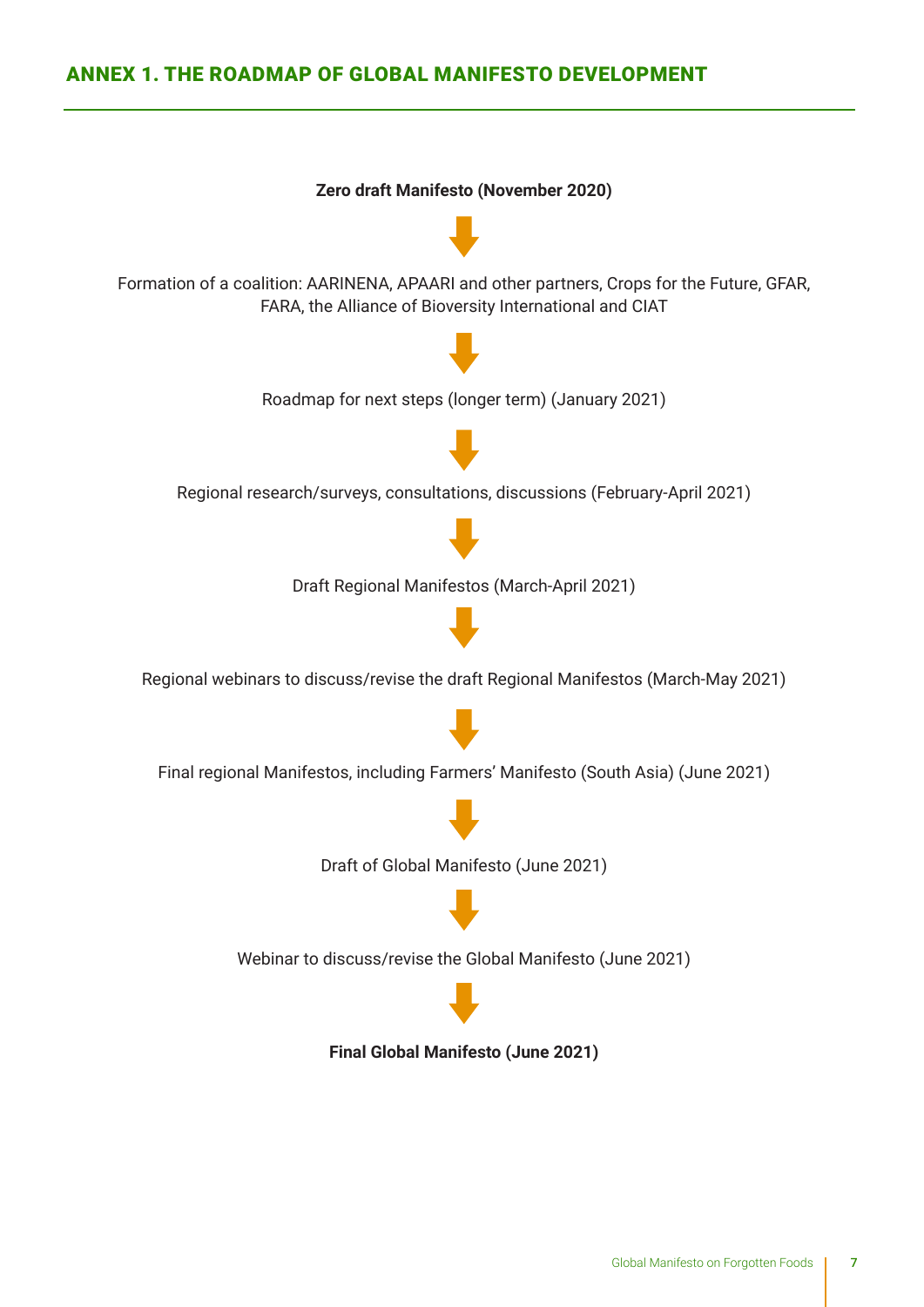## ANNEX 1. THE ROADMAP OF GLOBAL MANIFESTO DEVELOPMENT

**Zero draft Manifesto (November 2020)**

↓

Formation of a coalition: AARINENA, APAARI and other partners, Crops for the Future, GFAR, FARA, the Alliance of Bioversity International and CIAT

↓

Roadmap for next steps (longer term) (January 2021)

↓

Regional research/surveys, consultations, discussions (February-April 2021)

↓

Draft Regional Manifestos (March-April 2021)

↓

Regional webinars to discuss/revise the draft Regional Manifestos (March-May 2021)

↓

Final regional Manifestos, including Farmers' Manifesto (South Asia) (June 2021)

↓

Draft of Global Manifesto (June 2021)

↓

Webinar to discuss/revise the Global Manifesto (June 2021)

↓

**Final Global Manifesto (June 2021)**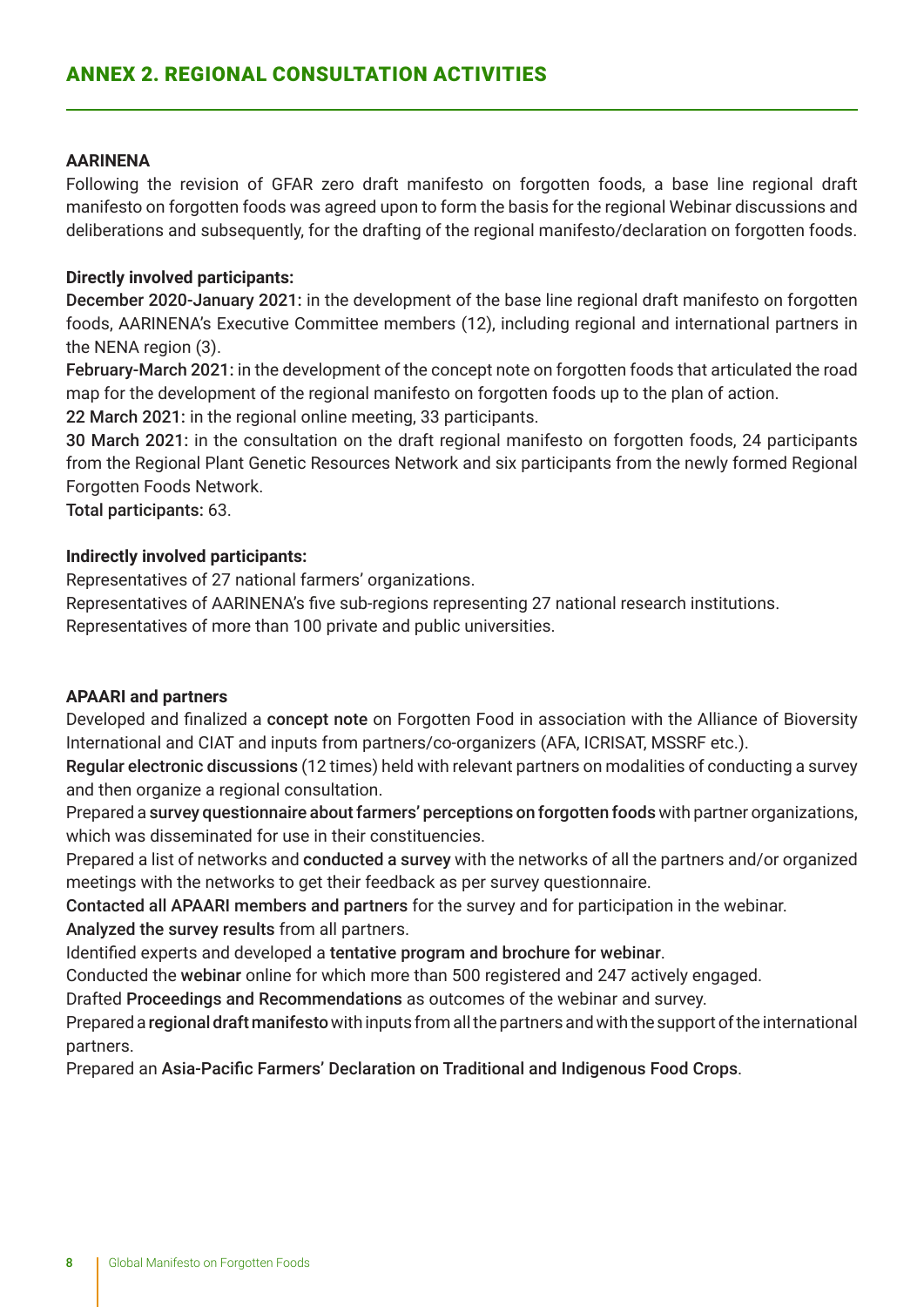## ANNEX 2. REGIONAL CONSULTATION ACTIVITIES

**AARINENA**

Following the revision of GFAR zero draft manifesto on forgotten foods, a base line regional draft manifesto on forgotten foods was agreed upon to form the basis for the regional Webinar discussions and deliberations and subsequently, for the drafting of the regional manifesto/declaration on forgotten foods.

**Directly involved participants:**

December 2020-January 2021: in the development of the base line regional draft manifesto on forgotten foods, AARINENA's Executive Committee members (12), including regional and international partners in the NENA region (3).

February-March 2021: in the development of the concept note on forgotten foods that articulated the road map for the development of the regional manifesto on forgotten foods up to the plan of action.

22 March 2021: in the regional online meeting, 33 participants.

30 March 2021: in the consultation on the draft regional manifesto on forgotten foods, 24 participants from the Regional Plant Genetic Resources Network and six participants from the newly formed Regional Forgotten Foods Network.

Total participants: 63.

**Indirectly involved participants:**

Representatives of 27 national farmers' organizations.

Representatives of AARINENA's five sub-regions representing 27 national research institutions.

Representatives of more than 100 private and public universities.

**APAARI and partners**

Developed and finalized a concept note on Forgotten Food in association with the Alliance of Bioversity International and CIAT and inputs from partners/co-organizers (AFA, ICRISAT, MSSRF etc.).

Regular electronic discussions (12 times) held with relevant partners on modalities of conducting a survey and then organize a regional consultation.

Prepared a survey questionnaire about farmers' perceptions on forgotten foods with partner organizations, which was disseminated for use in their constituencies.

Prepared a list of networks and conducted a survey with the networks of all the partners and/or organized meetings with the networks to get their feedback as per survey questionnaire.

Contacted all APAARI members and partners for the survey and for participation in the webinar.

Analyzed the survey results from all partners.

Identified experts and developed a tentative program and brochure for webinar.

Conducted the webinar online for which more than 500 registered and 247 actively engaged.

Drafted Proceedings and Recommendations as outcomes of the webinar and survey.

Prepared a regional draft manifesto with inputs from all the partners and with the support of the international partners.

Prepared an Asia-Pacific Farmers' Declaration on Traditional and Indigenous Food Crops.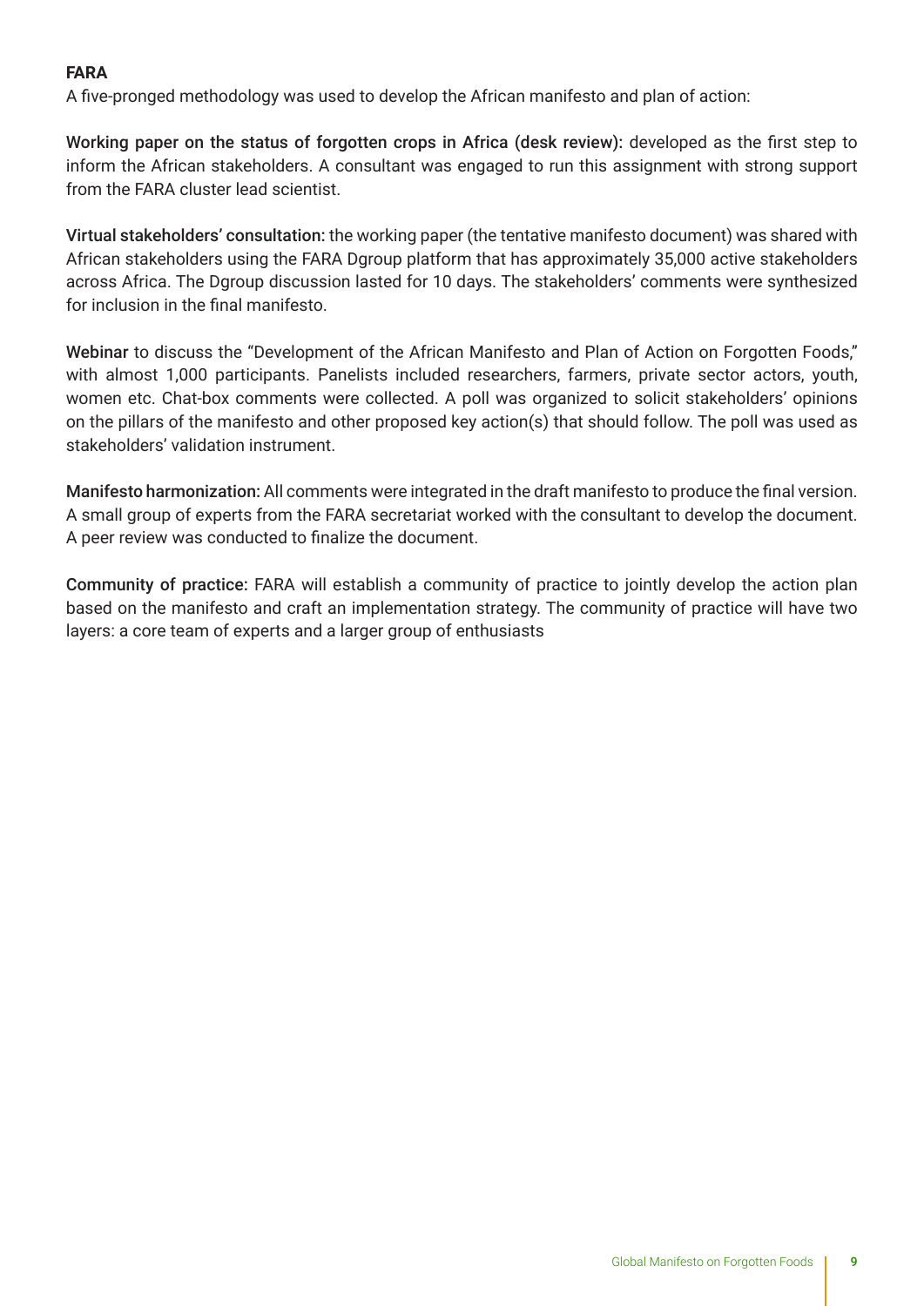**FARA**

A five-pronged methodology was used to develop the African manifesto and plan of action:

**Working paper on the status of forgotten crops in Africa (desk review):** developed as the first step to inform the African stakeholders. A consultant was engaged to run this assignment with strong support from the FARA cluster lead scientist.

**Virtual stakeholders' consultation:** the working paper (the tentative manifesto document) was shared with African stakeholders using the FARA Dgroup platform that has approximately 35,000 active stakeholders across Africa. The Dgroup discussion lasted for 10 days. The stakeholders' comments were synthesized for inclusion in the final manifesto.

**Webinar** to discuss the "Development of the African Manifesto and Plan of Action on Forgotten Foods," with almost 1,000 participants. Panelists included researchers, farmers, private sector actors, youth, women etc. Chat-box comments were collected. A poll was organized to solicit stakeholders' opinions on the pillars of the manifesto and other proposed key action(s) that should follow. The poll was used as stakeholders' validation instrument.

**Manifesto harmonization:** All comments were integrated in the draft manifesto to produce the final version. A small group of experts from the FARA secretariat worked with the consultant to develop the document. A peer review was conducted to finalize the document.

**Community of practice:** FARA will establish a community of practice to jointly develop the action plan based on the manifesto and craft an implementation strategy. The community of practice will have two layers: a core team of experts and a larger group of enthusiasts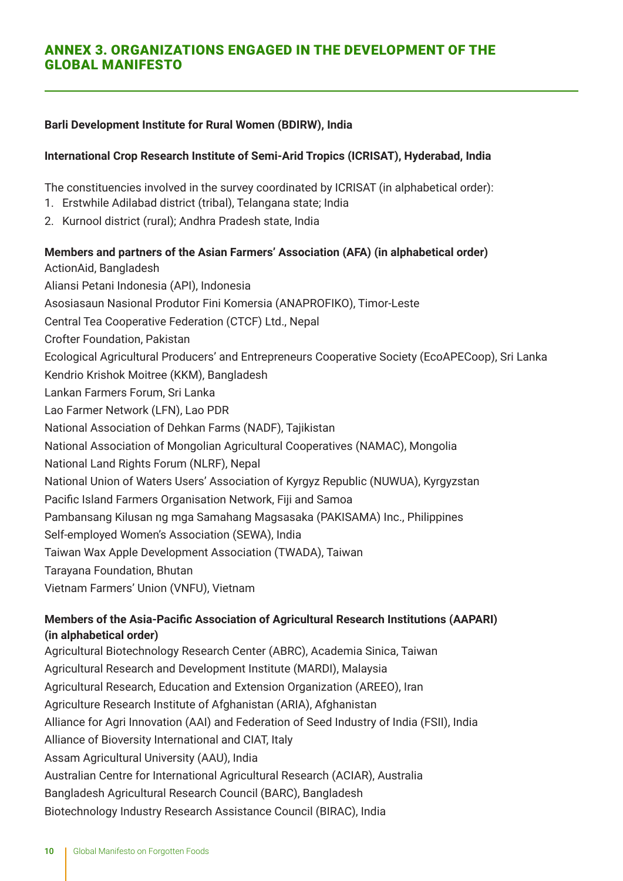## ANNEX 3. ORGANIZATIONS ENGAGED IN THE DEVELOPMENT OF THE GLOBAL MANIFESTO

**Barli Development Institute for Rural Women (BDIRW), India**

**International Crop Research Institute of Semi-Arid Tropics (ICRISAT), Hyderabad, India**

The constituencies involved in the survey coordinated by ICRISAT (in alphabetical order):

1. Erstwhile Adilabad district (tribal), Telangana state; India
2. Kurnool district (rural); Andhra Pradesh state, India

**Members and partners of the Asian Farmers' Association (AFA) (in alphabetical order)**

ActionAid, Bangladesh
Aliansi Petani Indonesia (API), Indonesia
Asosiasaun Nasional Produtor Fini Komersia (ANAPROFIKO), Timor-Leste
Central Tea Cooperative Federation (CTCF) Ltd., Nepal
Crofter Foundation, Pakistan
Ecological Agricultural Producers' and Entrepreneurs Cooperative Society (EcoAPECoop), Sri Lanka
Kendrio Krishok Moitree (KKM), Bangladesh
Lankan Farmers Forum, Sri Lanka
Lao Farmer Network (LFN), Lao PDR
National Association of Dehkan Farms (NADF), Tajikistan
National Association of Mongolian Agricultural Cooperatives (NAMAC), Mongolia
National Land Rights Forum (NLRF), Nepal
National Union of Waters Users' Association of Kyrgyz Republic (NUWUA), Kyrgyzstan
Pacific Island Farmers Organisation Network, Fiji and Samoa
Pambansang Kilusan ng mga Samahang Magsasaka (PAKISAMA) Inc., Philippines
Self-employed Women's Association (SEWA), India
Taiwan Wax Apple Development Association (TWADA), Taiwan
Tarayana Foundation, Bhutan
Vietnam Farmers' Union (VNFU), Vietnam

**Members of the Asia-Pacific Association of Agricultural Research Institutions (AAPARI) (in alphabetical order)**

Agricultural Biotechnology Research Center (ABRC), Academia Sinica, Taiwan
Agricultural Research and Development Institute (MARDI), Malaysia
Agricultural Research, Education and Extension Organization (AREEO), Iran
Agriculture Research Institute of Afghanistan (ARIA), Afghanistan
Alliance for Agri Innovation (AAI) and Federation of Seed Industry of India (FSII), India
Alliance of Bioversity International and CIAT, Italy
Assam Agricultural University (AAU), India
Australian Centre for International Agricultural Research (ACIAR), Australia
Bangladesh Agricultural Research Council (BARC), Bangladesh
Biotechnology Industry Research Assistance Council (BIRAC), India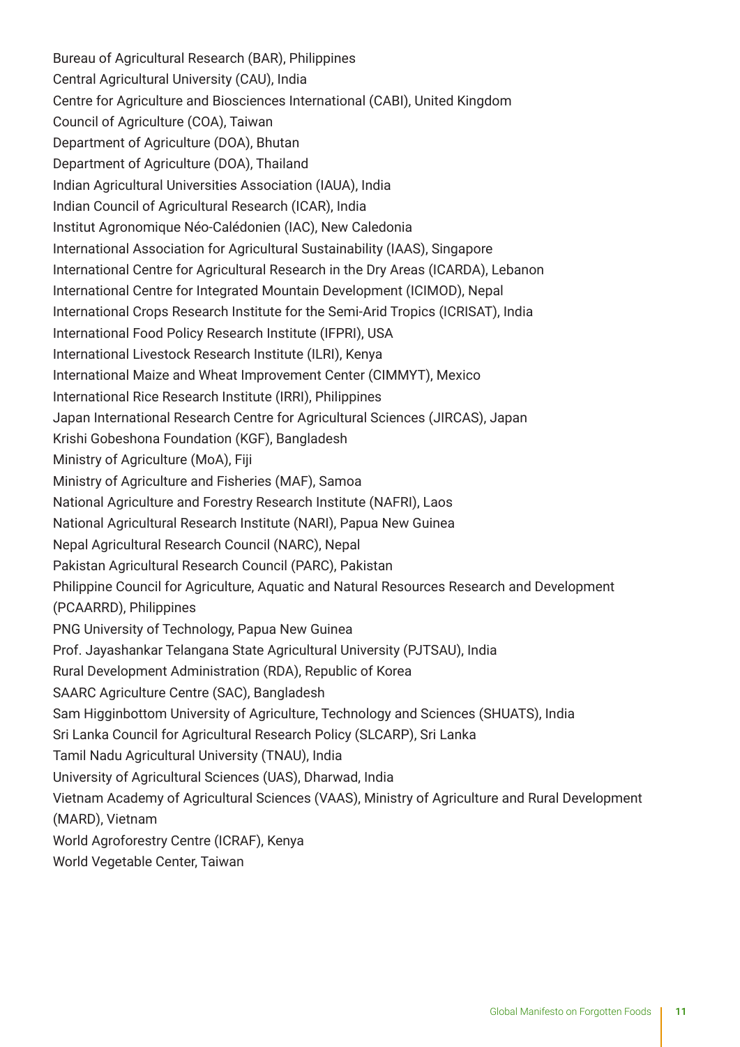Bureau of Agricultural Research (BAR), Philippines
Central Agricultural University (CAU), India
Centre for Agriculture and Biosciences International (CABI), United Kingdom
Council of Agriculture (COA), Taiwan
Department of Agriculture (DOA), Bhutan
Department of Agriculture (DOA), Thailand
Indian Agricultural Universities Association (IAUA), India
Indian Council of Agricultural Research (ICAR), India
Institut Agronomique Néo-Calédonien (IAC), New Caledonia
International Association for Agricultural Sustainability (IAAS), Singapore
International Centre for Agricultural Research in the Dry Areas (ICARDA), Lebanon
International Centre for Integrated Mountain Development (ICIMOD), Nepal
International Crops Research Institute for the Semi-Arid Tropics (ICRISAT), India
International Food Policy Research Institute (IFPRI), USA
International Livestock Research Institute (ILRI), Kenya
International Maize and Wheat Improvement Center (CIMMYT), Mexico
International Rice Research Institute (IRRI), Philippines
Japan International Research Centre for Agricultural Sciences (JIRCAS), Japan
Krishi Gobeshona Foundation (KGF), Bangladesh
Ministry of Agriculture (MoA), Fiji
Ministry of Agriculture and Fisheries (MAF), Samoa
National Agriculture and Forestry Research Institute (NAFRI), Laos
National Agricultural Research Institute (NARI), Papua New Guinea
Nepal Agricultural Research Council (NARC), Nepal
Pakistan Agricultural Research Council (PARC), Pakistan
Philippine Council for Agriculture, Aquatic and Natural Resources Research and Development (PCAARRD), Philippines
PNG University of Technology, Papua New Guinea
Prof. Jayashankar Telangana State Agricultural University (PJTSAU), India
Rural Development Administration (RDA), Republic of Korea
SAARC Agriculture Centre (SAC), Bangladesh
Sam Higginbottom University of Agriculture, Technology and Sciences (SHUATS), India
Sri Lanka Council for Agricultural Research Policy (SLCARP), Sri Lanka
Tamil Nadu Agricultural University (TNAU), India
University of Agricultural Sciences (UAS), Dharwad, India
Vietnam Academy of Agricultural Sciences (VAAS), Ministry of Agriculture and Rural Development (MARD), Vietnam
World Agroforestry Centre (ICRAF), Kenya
World Vegetable Center, Taiwan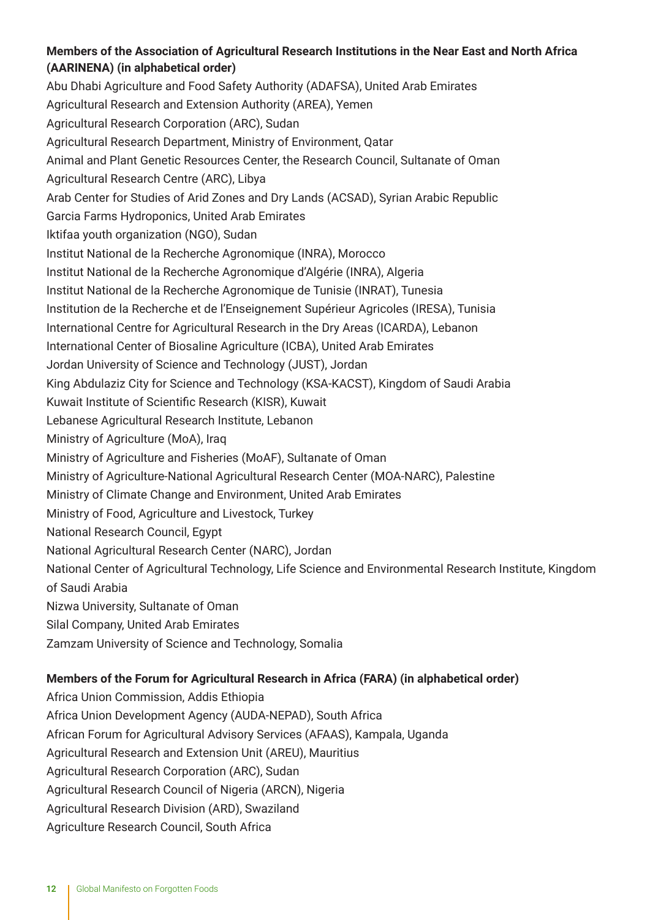**Members of the Association of Agricultural Research Institutions in the Near East and North Africa (AARINENA) (in alphabetical order)**

Abu Dhabi Agriculture and Food Safety Authority (ADAFSA), United Arab Emirates
Agricultural Research and Extension Authority (AREA), Yemen
Agricultural Research Corporation (ARC), Sudan
Agricultural Research Department, Ministry of Environment, Qatar
Animal and Plant Genetic Resources Center, the Research Council, Sultanate of Oman
Agricultural Research Centre (ARC), Libya
Arab Center for Studies of Arid Zones and Dry Lands (ACSAD), Syrian Arabic Republic
Garcia Farms Hydroponics, United Arab Emirates
Iktifaa youth organization (NGO), Sudan
Institut National de la Recherche Agronomique (INRA), Morocco
Institut National de la Recherche Agronomique d'Algérie (INRA), Algeria
Institut National de la Recherche Agronomique de Tunisie (INRAT), Tunesia
Institution de la Recherche et de l'Enseignement Supérieur Agricoles (IRESA), Tunisia
International Centre for Agricultural Research in the Dry Areas (ICARDA), Lebanon
International Center of Biosaline Agriculture (ICBA), United Arab Emirates
Jordan University of Science and Technology (JUST), Jordan
King Abdulaziz City for Science and Technology (KSA-KACST), Kingdom of Saudi Arabia
Kuwait Institute of Scientific Research (KISR), Kuwait
Lebanese Agricultural Research Institute, Lebanon
Ministry of Agriculture (MoA), Iraq
Ministry of Agriculture and Fisheries (MoAF), Sultanate of Oman
Ministry of Agriculture-National Agricultural Research Center (MOA-NARC), Palestine
Ministry of Climate Change and Environment, United Arab Emirates
Ministry of Food, Agriculture and Livestock, Turkey
National Research Council, Egypt
National Agricultural Research Center (NARC), Jordan
National Center of Agricultural Technology, Life Science and Environmental Research Institute, Kingdom of Saudi Arabia
Nizwa University, Sultanate of Oman
Silal Company, United Arab Emirates
Zamzam University of Science and Technology, Somalia

**Members of the Forum for Agricultural Research in Africa (FARA) (in alphabetical order)**

Africa Union Commission, Addis Ethiopia
Africa Union Development Agency (AUDA-NEPAD), South Africa
African Forum for Agricultural Advisory Services (AFAAS), Kampala, Uganda
Agricultural Research and Extension Unit (AREU), Mauritius
Agricultural Research Corporation (ARC), Sudan
Agricultural Research Council of Nigeria (ARCN), Nigeria
Agricultural Research Division (ARD), Swaziland
Agriculture Research Council, South Africa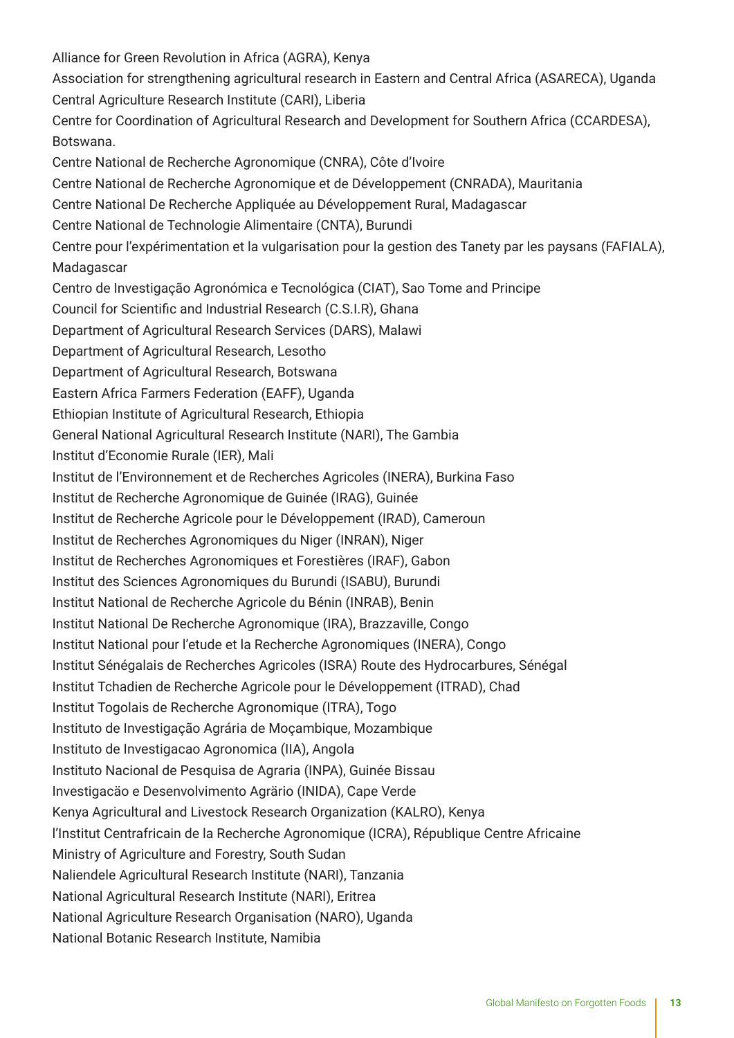Alliance for Green Revolution in Africa (AGRA), Kenya
Association for strengthening agricultural research in Eastern and Central Africa (ASARECA), Uganda
Central Agriculture Research Institute (CARI), Liberia
Centre for Coordination of Agricultural Research and Development for Southern Africa (CCARDESA), Botswana.
Centre National de Recherche Agronomique (CNRA), Côte d'Ivoire
Centre National de Recherche Agronomique et de Développement (CNRADA), Mauritania
Centre National De Recherche Appliquée au Développement Rural, Madagascar
Centre National de Technologie Alimentaire (CNTA), Burundi
Centre pour l'expérimentation et la vulgarisation pour la gestion des Tanety par les paysans (FAFIALA), Madagascar
Centro de Investigação Agronómica e Tecnológica (CIAT), Sao Tome and Principe
Council for Scientific and Industrial Research (C.S.I.R), Ghana
Department of Agricultural Research Services (DARS), Malawi
Department of Agricultural Research, Lesotho
Department of Agricultural Research, Botswana
Eastern Africa Farmers Federation (EAFF), Uganda
Ethiopian Institute of Agricultural Research, Ethiopia
General National Agricultural Research Institute (NARI), The Gambia
Institut d'Economie Rurale (IER), Mali
Institut de l'Environnement et de Recherches Agricoles (INERA), Burkina Faso
Institut de Recherche Agronomique de Guinée (IRAG), Guinée
Institut de Recherche Agricole pour le Développement (IRAD), Cameroun
Institut de Recherches Agronomiques du Niger (INRAN), Niger
Institut de Recherches Agronomiques et Forestières (IRAF), Gabon
Institut des Sciences Agronomiques du Burundi (ISABU), Burundi
Institut National de Recherche Agricole du Bénin (INRAB), Benin
Institut National De Recherche Agronomique (IRA), Brazzaville, Congo
Institut National pour l'etude et la Recherche Agronomiques (INERA), Congo
Institut Sénégalais de Recherches Agricoles (ISRA) Route des Hydrocarbures, Sénégal
Institut Tchadien de Recherche Agricole pour le Développement (ITRAD), Chad
Institut Togolais de Recherche Agronomique (ITRA), Togo
Instituto de Investigação Agrária de Moçambique, Mozambique
Instituto de Investigacao Agronomica (IIA), Angola
Instituto Nacional de Pesquisa de Agraria (INPA), Guinée Bissau
Investigacäo e Desenvolvimento Agrário (INIDA), Cape Verde
Kenya Agricultural and Livestock Research Organization (KALRO), Kenya
l'Institut Centrafricain de la Recherche Agronomique (ICRA), République Centre Africaine
Ministry of Agriculture and Forestry, South Sudan
Naliendele Agricultural Research Institute (NARI), Tanzania
National Agricultural Research Institute (NARI), Eritrea
National Agriculture Research Organisation (NARO), Uganda
National Botanic Research Institute, Namibia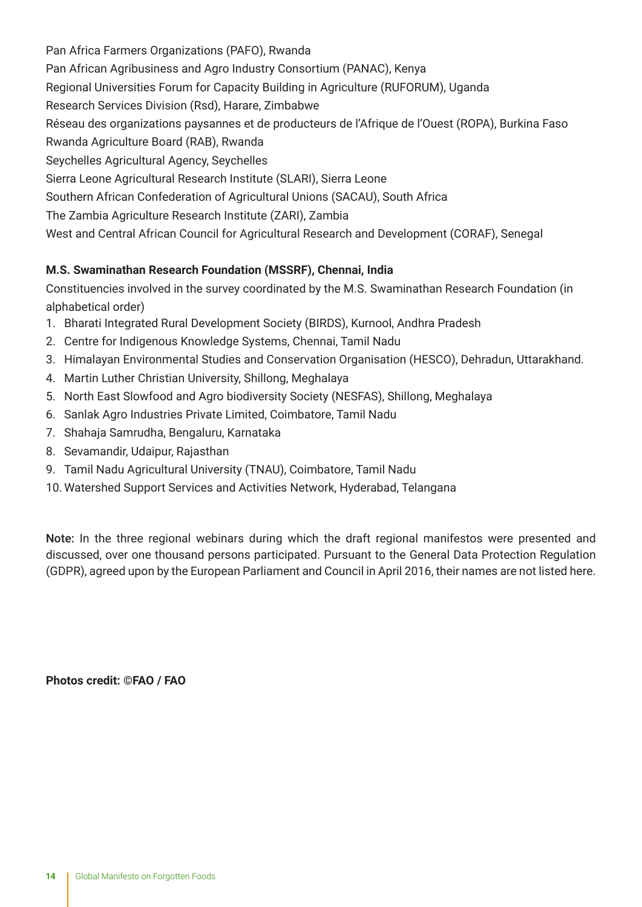Pan Africa Farmers Organizations (PAFO), Rwanda

Pan African Agribusiness and Agro Industry Consortium (PANAC), Kenya

Regional Universities Forum for Capacity Building in Agriculture (RUFORUM), Uganda

Research Services Division (Rsd), Harare, Zimbabwe

Réseau des organizations paysannes et de producteurs de l'Afrique de l'Ouest (ROPA), Burkina Faso

Rwanda Agriculture Board (RAB), Rwanda

Seychelles Agricultural Agency, Seychelles

Sierra Leone Agricultural Research Institute (SLARI), Sierra Leone

Southern African Confederation of Agricultural Unions (SACAU), South Africa

The Zambia Agriculture Research Institute (ZARI), Zambia

West and Central African Council for Agricultural Research and Development (CORAF), Senegal

**M.S. Swaminathan Research Foundation (MSSRF), Chennai, India**

Constituencies involved in the survey coordinated by the M.S. Swaminathan Research Foundation (in alphabetical order)

1. Bharati Integrated Rural Development Society (BIRDS), Kurnool, Andhra Pradesh
2. Centre for Indigenous Knowledge Systems, Chennai, Tamil Nadu
3. Himalayan Environmental Studies and Conservation Organisation (HESCO), Dehradun, Uttarakhand.
4. Martin Luther Christian University, Shillong, Meghalaya
5. North East Slowfood and Agro biodiversity Society (NESFAS), Shillong, Meghalaya
6. Sanlak Agro Industries Private Limited, Coimbatore, Tamil Nadu
7. Shahaja Samrudha, Bengaluru, Karnataka
8. Sevamandir, Udaipur, Rajasthan
9. Tamil Nadu Agricultural University (TNAU), Coimbatore, Tamil Nadu
10. Watershed Support Services and Activities Network, Hyderabad, Telangana

**Note:** In the three regional webinars during which the draft regional manifestos were presented and discussed, over one thousand persons participated. Pursuant to the General Data Protection Regulation (GDPR), agreed upon by the European Parliament and Council in April 2016, their names are not listed here.

**Photos credit: ©FAO / FAO**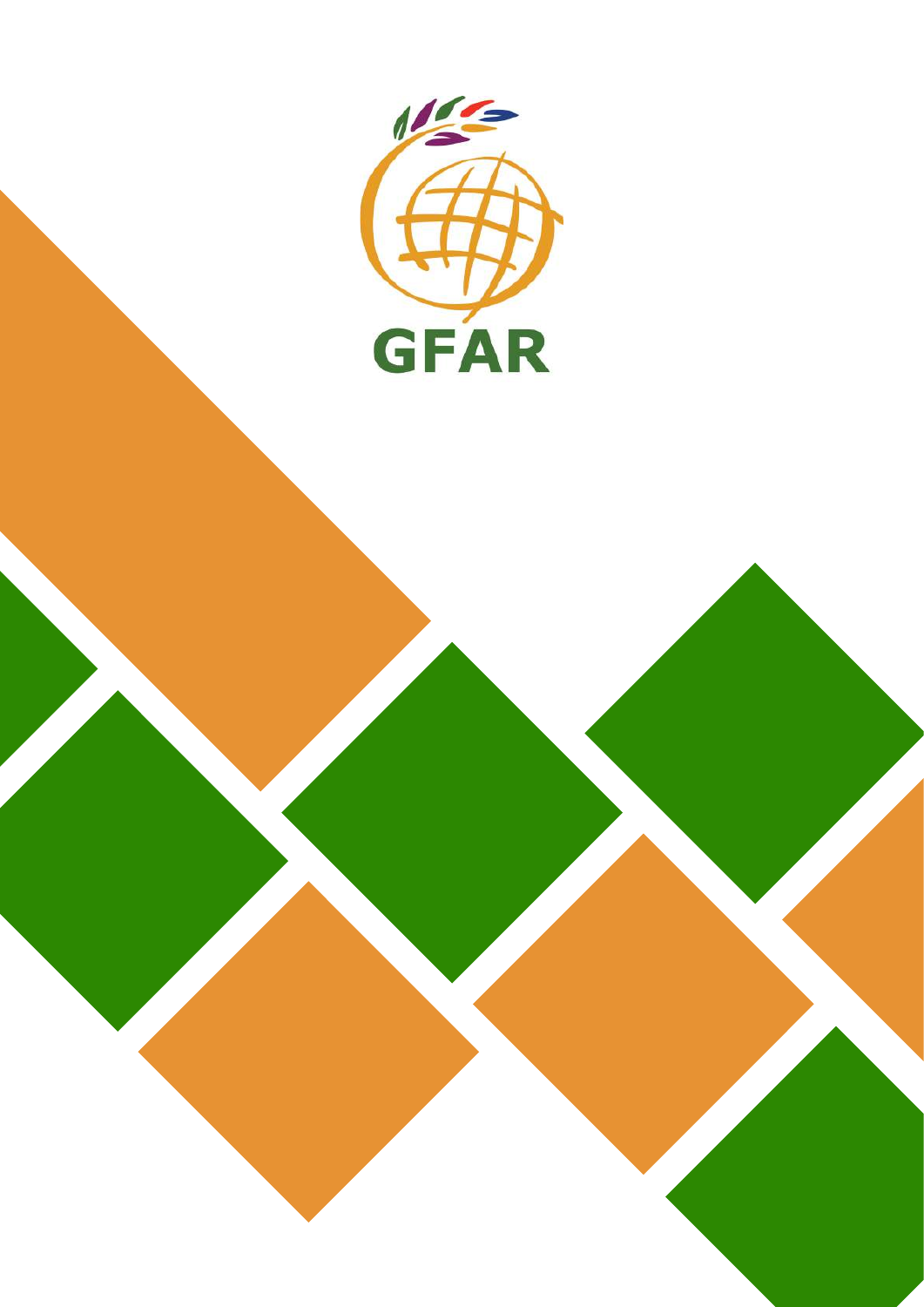GFAR